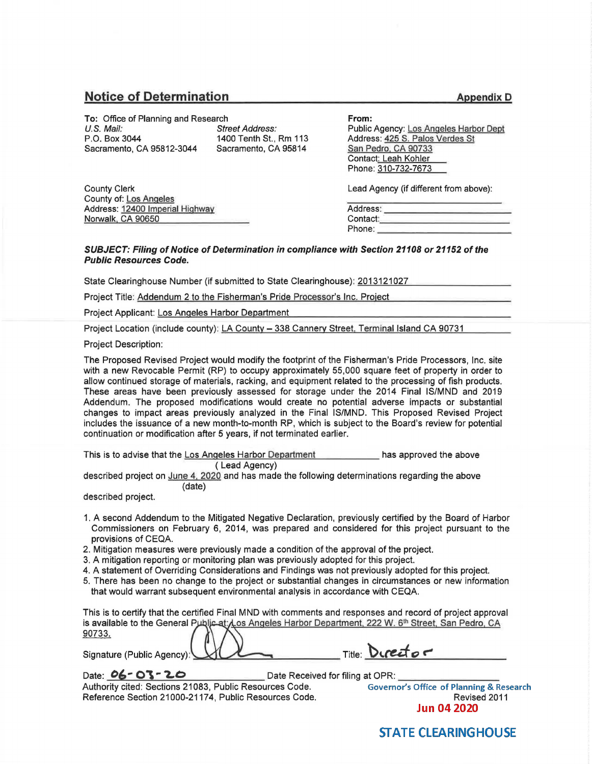## Notice of Determination

**Appendix D**

**To:** Office of Planning and Research
*U.S. Mail:*
P.O. Box 3044
Sacramento, CA 95812-3044

*Street Address:*
1400 Tenth St., Rm 113
Sacramento, CA 95814

County Clerk
County of: Los Angeles
Address: 12400 Imperial Highway
Norwalk, CA 90650

**From:**
Public Agency: Los Angeles Harbor Dept
Address: 425 S. Palos Verdes St
San Pedro, CA 90733
Contact: Leah Kohler
Phone: 310-732-7673

Lead Agency (if different from above):

Address:
Contact:
Phone:

***SUBJECT: Filing of Notice of Determination in compliance with Section 21108 or 21152 of the Public Resources Code.***

State Clearinghouse Number (if submitted to State Clearinghouse): 2013121027

Project Title: Addendum 2 to the Fisherman's Pride Processor's Inc. Project

Project Applicant: Los Angeles Harbor Department

Project Location (include county): LA County – 338 Cannery Street, Terminal Island CA 90731

Project Description:

The Proposed Revised Project would modify the footprint of the Fisherman's Pride Processors, Inc. site with a new Revocable Permit (RP) to occupy approximately 55,000 square feet of property in order to allow continued storage of materials, racking, and equipment related to the processing of fish products. These areas have been previously assessed for storage under the 2014 Final IS/MND and 2019 Addendum. The proposed modifications would create no potential adverse impacts or substantial changes to impact areas previously analyzed in the Final IS/MND. This Proposed Revised Project includes the issuance of a new month-to-month RP, which is subject to the Board's review for potential continuation or modification after 5 years, if not terminated earlier.

This is to advise that the Los Angeles Harbor Department (Lead Agency) has approved the above described project on June 4, 2020 (date) and has made the following determinations regarding the above described project.

1. A second Addendum to the Mitigated Negative Declaration, previously certified by the Board of Harbor Commissioners on February 6, 2014, was prepared and considered for this project pursuant to the provisions of CEQA.
2. Mitigation measures were previously made a condition of the approval of the project.
3. A mitigation reporting or monitoring plan was previously adopted for this project.
4. A statement of Overriding Considerations and Findings was not previously adopted for this project.
5. There has been no change to the project or substantial changes in circumstances or new information that would warrant subsequent environmental analysis in accordance with CEQA.

This is to certify that the certified Final MND with comments and responses and record of project approval is available to the General Public at: Los Angeles Harbor Department, 222 W. 6th Street, San Pedro, CA 90733.

Signature (Public Agency): [signature] Title: Director

Date: 06-03-20 Date Received for filing at OPR:

Authority cited: Sections 21083, Public Resources Code.
Reference Section 21000-21174, Public Resources Code.

Governor's Office of Planning & Research
Revised 2011
Jun 04 2020

STATE CLEARINGHOUSE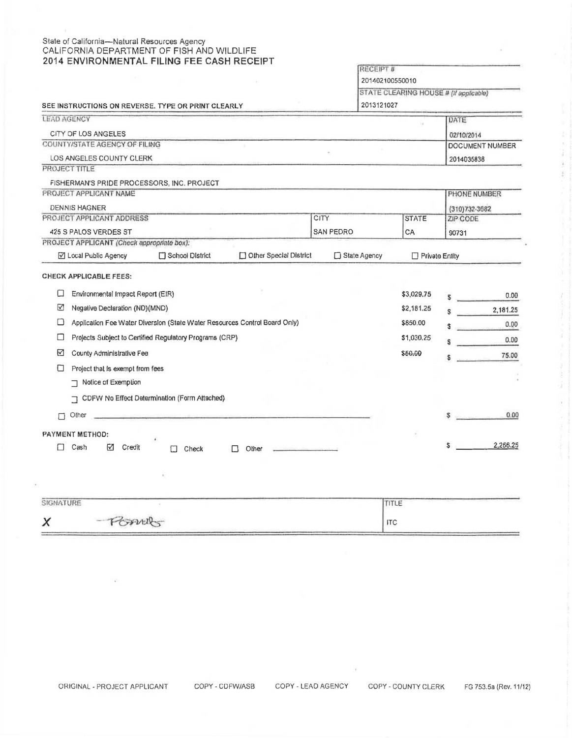State of California—Natural Resources Agency
CALIFORNIA DEPARTMENT OF FISH AND WILDLIFE
**2014 ENVIRONMENTAL FILING FEE CASH RECEIPT**

| | |
|---|---|
| RECEIPT # | 201402100550010 |
| STATE CLEARING HOUSE # (if applicable) | 2013121027 |

SEE INSTRUCTIONS ON REVERSE. TYPE OR PRINT CLEARLY

| | |
|---|---|
| LEAD AGENCY: CITY OF LOS ANGELES | DATE: 02/10/2014 |
| COUNTY/STATE AGENCY OF FILING: LOS ANGELES COUNTY CLERK | DOCUMENT NUMBER: 2014035838 |
| PROJECT TITLE: FISHERMAN'S PRIDE PROCESSORS, INC. PROJECT | |
| PROJECT APPLICANT NAME: DENNIS HAGNER | PHONE NUMBER: (310)732-3682 |

| PROJECT APPLICANT ADDRESS | CITY | STATE | ZIP CODE |
|---|---|---|---|
| 425 S PALOS VERDES ST | SAN PEDRO | CA | 90731 |

PROJECT APPLICANT (Check appropriate box):

☑ Local Public Agency ☐ School District ☐ Other Special District ☐ State Agency ☐ Private Entity

**CHECK APPLICABLE FEES:**

| | Fee | | Amount |
|---|---|---|---|
| ☐ Environmental Impact Report (EIR) | $3,029.75 | $ | 0.00 |
| ☑ Negative Declaration (ND)(MND) | $2,181.25 | $ | 2,181.25 |
| ☐ Application Fee Water Diversion (State Water Resources Control Board Only) | $850.00 | $ | 0.00 |
| ☐ Projects Subject to Certified Regulatory Programs (CRP) | $1,030.25 | $ | 0.00 |
| ☑ County Administrative Fee | ~~$50.00~~ | $ | 75.00 |
| ☐ Project that is exempt from fees | | | |
| ☐ Notice of Exemption | | | |
| ☐ CDFW No Effect Determination (Form Attached) | | | |
| ☐ Other | | $ | 0.00 |

**PAYMENT METHOD:**

☐ Cash ☑ Credit ☐ Check ☐ Other $ 2,256.25

| SIGNATURE | TITLE |
|---|---|
| X Ponnily | ITC |

ORIGINAL - PROJECT APPLICANT COPY - CDFW/ASB COPY - LEAD AGENCY COPY - COUNTY CLERK FG 753.5a (Rev. 11/12)